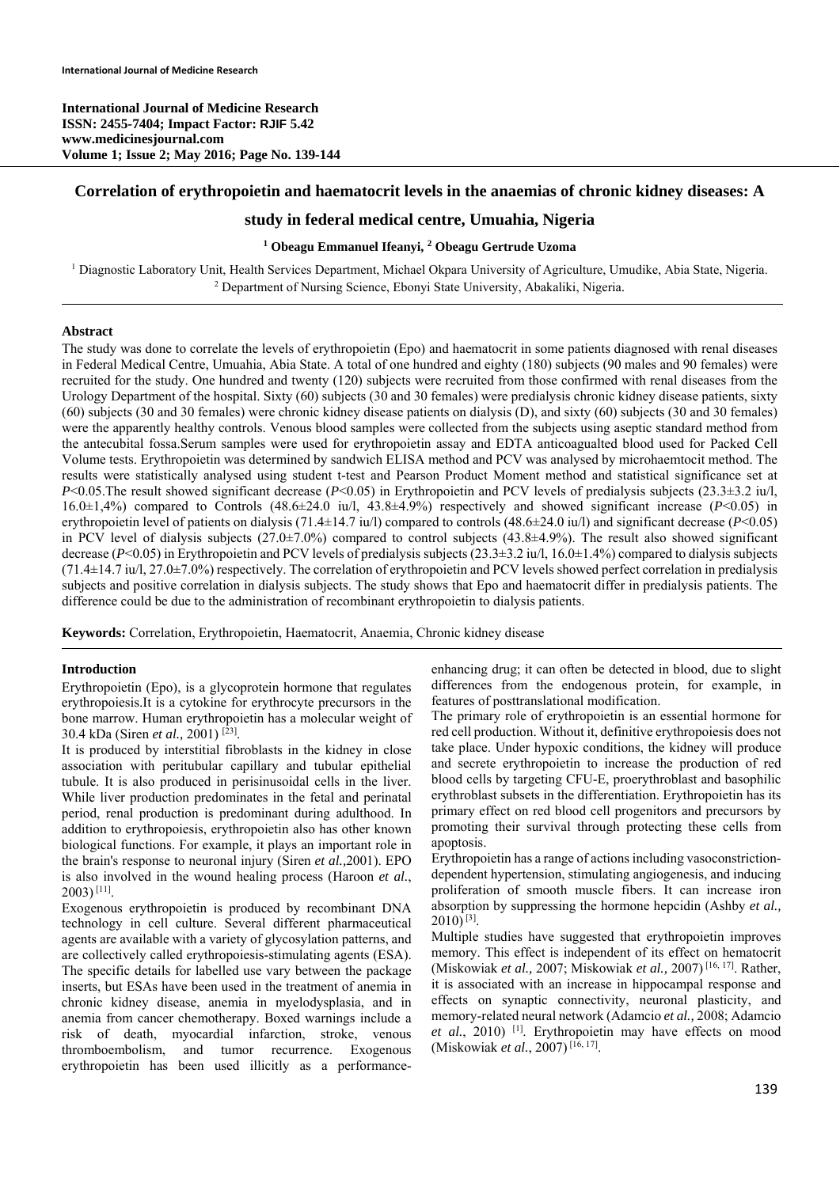# Correlation of erythropoietin and haematocrit levels in the anaemias of chronic kidney diseases: A study in federal medical centre, Umuahia, Nigeria

**[1] Obeagu Emmanuel Ifeanyi, [2] Obeagu Gertrude Uzoma**

[1] Diagnostic Laboratory Unit, Health Services Department, Michael Okpara University of Agriculture, Umudike, Abia State, Nigeria.
[2] Department of Nursing Science, Ebonyi State University, Abakaliki, Nigeria.

### Abstract

The study was done to correlate the levels of erythropoietin (Epo) and haematocrit in some patients diagnosed with renal diseases in Federal Medical Centre, Umuahia, Abia State. A total of one hundred and eighty (180) subjects (90 males and 90 females) were recruited for the study. One hundred and twenty (120) subjects were recruited from those confirmed with renal diseases from the Urology Department of the hospital. Sixty (60) subjects (30 and 30 females) were predialysis chronic kidney disease patients, sixty (60) subjects (30 and 30 females) were chronic kidney disease patients on dialysis (D), and sixty (60) subjects (30 and 30 females) were the apparently healthy controls. Venous blood samples were collected from the subjects using aseptic standard method from the antecubital fossa.Serum samples were used for erythropoietin assay and EDTA anticoagualted blood used for Packed Cell Volume tests. Erythropoietin was determined by sandwich ELISA method and PCV was analysed by microhaemtocit method. The results were statistically analysed using student t-test and Pearson Product Moment method and statistical significance set at $P<0.05$.The result showed significant decrease ($P<0.05$) in Erythropoietin and PCV levels of predialysis subjects (23.3±3.2 iu/l, 16.0±1,4%) compared to Controls (48.6±24.0 iu/l, 43.8±4.9%) respectively and showed significant increase ($P<0.05$) in erythropoietin level of patients on dialysis (71.4±14.7 iu/l) compared to controls (48.6±24.0 iu/l) and significant decrease ($P<0.05$) in PCV level of dialysis subjects (27.0±7.0%) compared to control subjects (43.8±4.9%). The result also showed significant decrease ($P<0.05$) in Erythropoietin and PCV levels of predialysis subjects (23.3±3.2 iu/l, 16.0±1.4%) compared to dialysis subjects (71.4±14.7 iu/l, 27.0±7.0%) respectively. The correlation of erythropoietin and PCV levels showed perfect correlation in predialysis subjects and positive correlation in dialysis subjects. The study shows that Epo and haematocrit differ in predialysis patients. The difference could be due to the administration of recombinant erythropoietin to dialysis patients.

**Keywords:** Correlation, Erythropoietin, Haematocrit, Anaemia, Chronic kidney disease

### Introduction

Erythropoietin (Epo), is a glycoprotein hormone that regulates erythropoiesis.It is a cytokine for erythrocyte precursors in the bone marrow. Human erythropoietin has a molecular weight of 30.4 kDa (Siren *et al.,* 2001) [23].

It is produced by interstitial fibroblasts in the kidney in close association with peritubular capillary and tubular epithelial tubule. It is also produced in perisinusoidal cells in the liver. While liver production predominates in the fetal and perinatal period, renal production is predominant during adulthood. In addition to erythropoiesis, erythropoietin also has other known biological functions. For example, it plays an important role in the brain's response to neuronal injury (Siren *et al.,*2001). EPO is also involved in the wound healing process (Haroon *et al.*, 2003) [11].

Exogenous erythropoietin is produced by recombinant DNA technology in cell culture. Several different pharmaceutical agents are available with a variety of glycosylation patterns, and are collectively called erythropoiesis-stimulating agents (ESA). The specific details for labelled use vary between the package inserts, but ESAs have been used in the treatment of anemia in chronic kidney disease, anemia in myelodysplasia, and in anemia from cancer chemotherapy. Boxed warnings include a risk of death, myocardial infarction, stroke, venous thromboembolism, and tumor recurrence. Exogenous erythropoietin has been used illicitly as a performance-enhancing drug; it can often be detected in blood, due to slight differences from the endogenous protein, for example, in features of posttranslational modification.

The primary role of erythropoietin is an essential hormone for red cell production. Without it, definitive erythropoiesis does not take place. Under hypoxic conditions, the kidney will produce and secrete erythropoietin to increase the production of red blood cells by targeting CFU-E, proerythroblast and basophilic erythroblast subsets in the differentiation. Erythropoietin has its primary effect on red blood cell progenitors and precursors by promoting their survival through protecting these cells from apoptosis.

Erythropoietin has a range of actions including vasoconstriction-dependent hypertension, stimulating angiogenesis, and inducing proliferation of smooth muscle fibers. It can increase iron absorption by suppressing the hormone hepcidin (Ashby *et al.,* 2010) [3].

Multiple studies have suggested that erythropoietin improves memory. This effect is independent of its effect on hematocrit (Miskowiak *et al.,* 2007; Miskowiak *et al.,* 2007) [16, 17]. Rather, it is associated with an increase in hippocampal response and effects on synaptic connectivity, neuronal plasticity, and memory-related neural network (Adamcio *et al.,* 2008; Adamcio *et al.*, 2010) [1]. Erythropoietin may have effects on mood (Miskowiak *et al.*, 2007) [16, 17].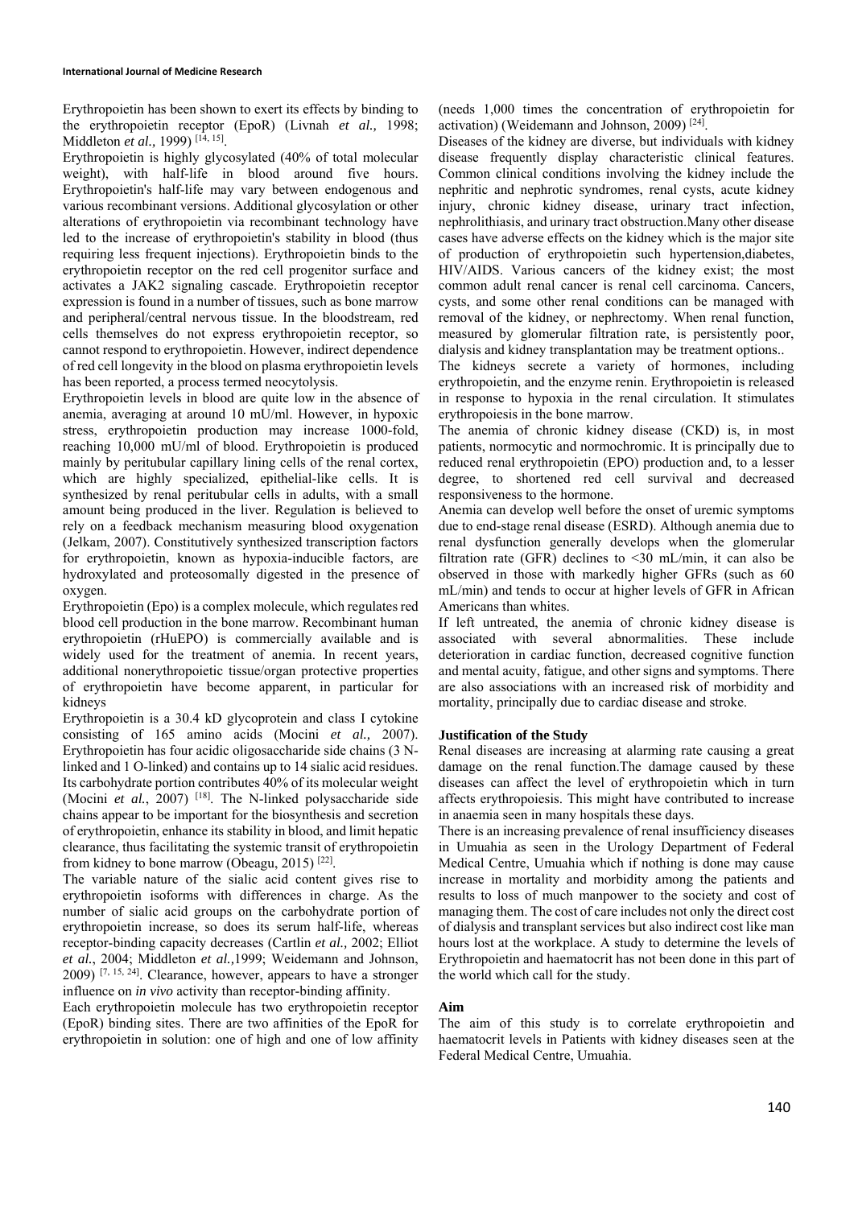Erythropoietin has been shown to exert its effects by binding to the erythropoietin receptor (EpoR) (Livnah *et al.,* 1998; Middleton *et al.,* 1999) [14, 15].

Erythropoietin is highly glycosylated (40% of total molecular weight), with half-life in blood around five hours. Erythropoietin's half-life may vary between endogenous and various recombinant versions. Additional glycosylation or other alterations of erythropoietin via recombinant technology have led to the increase of erythropoietin's stability in blood (thus requiring less frequent injections). Erythropoietin binds to the erythropoietin receptor on the red cell progenitor surface and activates a JAK2 signaling cascade. Erythropoietin receptor expression is found in a number of tissues, such as bone marrow and peripheral/central nervous tissue. In the bloodstream, red cells themselves do not express erythropoietin receptor, so cannot respond to erythropoietin. However, indirect dependence of red cell longevity in the blood on plasma erythropoietin levels has been reported, a process termed neocytolysis.

Erythropoietin levels in blood are quite low in the absence of anemia, averaging at around 10 mU/ml. However, in hypoxic stress, erythropoietin production may increase 1000-fold, reaching 10,000 mU/ml of blood. Erythropoietin is produced mainly by peritubular capillary lining cells of the renal cortex, which are highly specialized, epithelial-like cells. It is synthesized by renal peritubular cells in adults, with a small amount being produced in the liver. Regulation is believed to rely on a feedback mechanism measuring blood oxygenation (Jelkam, 2007). Constitutively synthesized transcription factors for erythropoietin, known as hypoxia-inducible factors, are hydroxylated and proteosomally digested in the presence of oxygen.

Erythropoietin (Epo) is a complex molecule, which regulates red blood cell production in the bone marrow. Recombinant human erythropoietin (rHuEPO) is commercially available and is widely used for the treatment of anemia. In recent years, additional nonerythropoietic tissue/organ protective properties of erythropoietin have become apparent, in particular for kidneys

Erythropoietin is a 30.4 kD glycoprotein and class I cytokine consisting of 165 amino acids (Mocini *et al.,* 2007). Erythropoietin has four acidic oligosaccharide side chains (3 N-linked and 1 O-linked) and contains up to 14 sialic acid residues. Its carbohydrate portion contributes 40% of its molecular weight (Mocini *et al.*, 2007) [18]. The N-linked polysaccharide side chains appear to be important for the biosynthesis and secretion of erythropoietin, enhance its stability in blood, and limit hepatic clearance, thus facilitating the systemic transit of erythropoietin from kidney to bone marrow (Obeagu, 2015) [22].

The variable nature of the sialic acid content gives rise to erythropoietin isoforms with differences in charge. As the number of sialic acid groups on the carbohydrate portion of erythropoietin increase, so does its serum half-life, whereas receptor-binding capacity decreases (Cartlin *et al.,* 2002; Elliot *et al.*, 2004; Middleton *et al.,*1999; Weidemann and Johnson, 2009) [7, 15, 24]. Clearance, however, appears to have a stronger influence on *in vivo* activity than receptor-binding affinity.

Each erythropoietin molecule has two erythropoietin receptor (EpoR) binding sites. There are two affinities of the EpoR for erythropoietin in solution: one of high and one of low affinity (needs 1,000 times the concentration of erythropoietin for activation) (Weidemann and Johnson, 2009) [24].

Diseases of the kidney are diverse, but individuals with kidney disease frequently display characteristic clinical features. Common clinical conditions involving the kidney include the nephritic and nephrotic syndromes, renal cysts, acute kidney injury, chronic kidney disease, urinary tract infection, nephrolithiasis, and urinary tract obstruction.Many other disease cases have adverse effects on the kidney which is the major site of production of erythropoietin such hypertension,diabetes, HIV/AIDS. Various cancers of the kidney exist; the most common adult renal cancer is renal cell carcinoma. Cancers, cysts, and some other renal conditions can be managed with removal of the kidney, or nephrectomy. When renal function, measured by glomerular filtration rate, is persistently poor, dialysis and kidney transplantation may be treatment options..

The kidneys secrete a variety of hormones, including erythropoietin, and the enzyme renin. Erythropoietin is released in response to hypoxia in the renal circulation. It stimulates erythropoiesis in the bone marrow.

The anemia of chronic kidney disease (CKD) is, in most patients, normocytic and normochromic. It is principally due to reduced renal erythropoietin (EPO) production and, to a lesser degree, to shortened red cell survival and decreased responsiveness to the hormone.

Anemia can develop well before the onset of uremic symptoms due to end-stage renal disease (ESRD). Although anemia due to renal dysfunction generally develops when the glomerular filtration rate (GFR) declines to <30 mL/min, it can also be observed in those with markedly higher GFRs (such as 60 mL/min) and tends to occur at higher levels of GFR in African Americans than whites.

If left untreated, the anemia of chronic kidney disease is associated with several abnormalities. These include deterioration in cardiac function, decreased cognitive function and mental acuity, fatigue, and other signs and symptoms. There are also associations with an increased risk of morbidity and mortality, principally due to cardiac disease and stroke.

**Justification of the Study**

Renal diseases are increasing at alarming rate causing a great damage on the renal function.The damage caused by these diseases can affect the level of erythropoietin which in turn affects erythropoiesis. This might have contributed to increase in anaemia seen in many hospitals these days.

There is an increasing prevalence of renal insufficiency diseases in Umuahia as seen in the Urology Department of Federal Medical Centre, Umuahia which if nothing is done may cause increase in mortality and morbidity among the patients and results to loss of much manpower to the society and cost of managing them. The cost of care includes not only the direct cost of dialysis and transplant services but also indirect cost like man hours lost at the workplace. A study to determine the levels of Erythropoietin and haematocrit has not been done in this part of the world which call for the study.

**Aim**

The aim of this study is to correlate erythropoietin and haematocrit levels in Patients with kidney diseases seen at the Federal Medical Centre, Umuahia.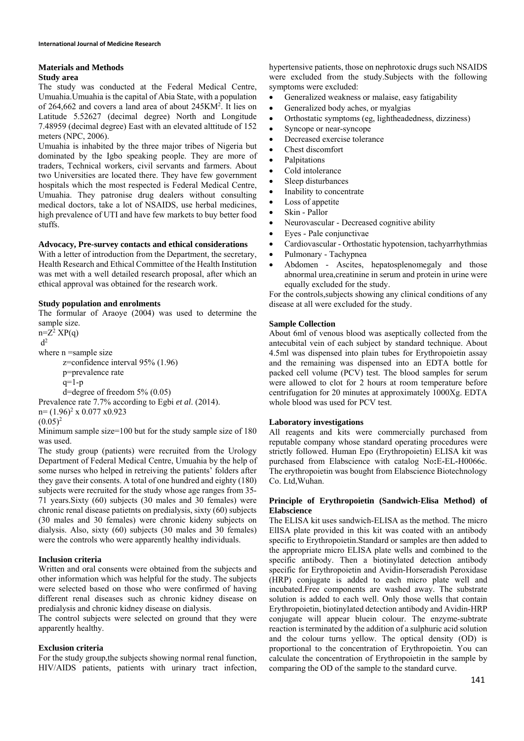## Materials and Methods

### Study area

The study was conducted at the Federal Medical Centre, Umuahia.Umuahia is the capital of Abia State, with a population of 264,662 and covers a land area of about $245KM^2$. It lies on Latitude 5.52627 (decimal degree) North and Longitude 7.48959 (decimal degree) East with an elevated alttitude of 152 meters (NPC, 2006).

Umuahia is inhabited by the three major tribes of Nigeria but dominated by the Igbo speaking people. They are more of traders, Technical workers, civil servants and farmers. About two Universities are located there. They have few government hospitals which the most respected is Federal Medical Centre, Umuahia. They patronise drug dealers without consulting medical doctors, take a lot of NSAIDS, use herbal medicines, high prevalence of UTI and have few markets to buy better food stuffs.

### Advocacy, Pre-survey contacts and ethical considerations

With a letter of introduction from the Department, the secretary, Health Research and Ethical Committee of the Health Institution was met with a well detailed research proposal, after which an ethical approval was obtained for the research work.

### Study population and enrolments

The formular of Araoye (2004) was used to determine the sample size.

$$n=\frac{Z^2 XP(q)}{d^2}$$

where n =sample size

z=confidence interval 95% (1.96)

p=prevalence rate

q=1-p

d=degree of freedom 5% (0.05)

Prevalence rate 7.7% according to Egbi *et al*. (2014).

$$n= \frac{(1.96)^2 \times 0.077 \times 0.923}{(0.05)^2}$$

Minimum sample size=100 but for the study sample size of 180 was used.

The study group (patients) were recruited from the Urology Department of Federal Medical Centre, Umuahia by the help of some nurses who helped in retreiving the patients' folders after they gave their consents. A total of one hundred and eighty (180) subjects were recruited for the study whose age ranges from 35-71 years.Sixty (60) subjects (30 males and 30 females) were chronic renal disease patietnts on predialysis, sixty (60) subjects (30 males and 30 females) were chronic kideny subjects on dialysis. Also, sixty (60) subjects (30 males and 30 females) were the controls who were apparently healthy individuals.

### Inclusion criteria

Written and oral consents were obtained from the subjects and other information which was helpful for the study. The subjects were selected based on those who were confirmed of having different renal diseases such as chronic kidney disease on predialysis and chronic kidney disease on dialysis.

The control subjects were selected on ground that they were apparently healthy.

### Exclusion criteria

For the study group,the subjects showing normal renal function, HIV/AIDS patients, patients with urinary tract infection, hypertensive patients, those on nephrotoxic drugs such NSAIDS were excluded from the study.Subjects with the following symptoms were excluded:

- Generalized weakness or malaise, easy fatigability
- Generalized body aches, or myalgias
- Orthostatic symptoms (eg, lightheadedness, dizziness)
- Syncope or near-syncope
- Decreased exercise tolerance
- Chest discomfort
- Palpitations
- Cold intolerance
- Sleep disturbances
- Inability to concentrate
- Loss of appetite
- Skin - Pallor
- Neurovascular - Decreased cognitive ability
- Eyes - Pale conjunctivae
- Cardiovascular - Orthostatic hypotension, tachyarrhythmias
- Pulmonary - Tachypnea
- Abdomen - Ascites, hepatosplenomegaly and those abnormal urea,creatinine in serum and protein in urine were equally excluded for the study.

For the controls,subjects showing any clinical conditions of any disease at all were excluded for the study.

### Sample Collection

About 6ml of venous blood was aseptically collected from the antecubital vein of each subject by standard technique. About 4.5ml was dispensed into plain tubes for Erythropoietin assay and the remaining was dispensed into an EDTA bottle for packed cell volume (PCV) test. The blood samples for serum were allowed to clot for 2 hours at room temperature before centrifugation for 20 minutes at approximately 1000Xg. EDTA whole blood was used for PCV test.

### Laboratory investigations

All reagents and kits were commercially purchased from reputable company whose standard operating procedures were strictly followed. Human Epo (Erythropoietin) ELISA kit was purchased from Elabscience with catalog No**:**E-EL-H0066c. The erythropoietin was bought from Elabscience Biotechnology Co. Ltd,Wuhan.

### Principle of Erythropoietin (Sandwich-Elisa Method) of Elabscience

The ELISA kit uses sandwich-ELISA as the method. The micro ElISA plate provided in this kit was coated with an antibody specific to Erythropoietin.Standard or samples are then added to the appropriate micro ELISA plate wells and combined to the specific antibody. Then a biotinylated detection antibody specific for Erythropoietin and Avidin-Horseradish Peroxidase (HRP) conjugate is added to each micro plate well and incubated.Free components are washed away. The substrate solution is added to each well. Only those wells that contain Erythropoietin, biotinylated detection antibody and Avidin-HRP conjugate will appear bluein colour. The enzyme-subtrate reaction is terminated by the addition of a sulphuric acid solution and the colour turns yellow. The optical density (OD) is proportional to the concentration of Erythropoietin. You can calculate the concentration of Erythropoietin in the sample by comparing the OD of the sample to the standard curve.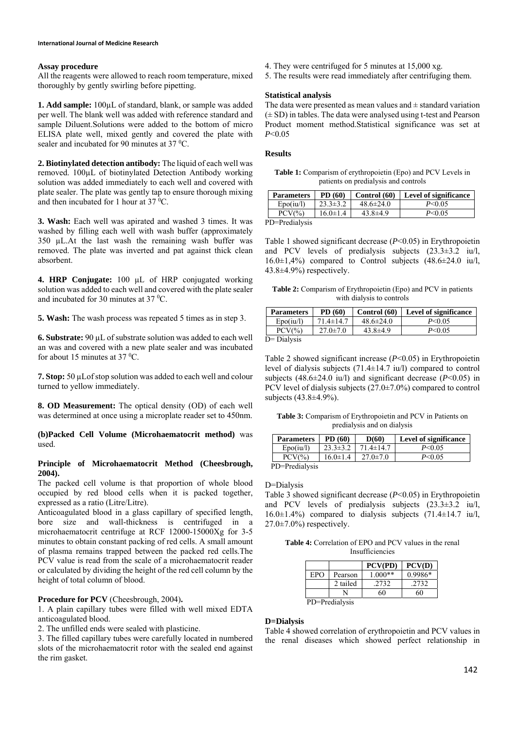**Assay procedure**

All the reagents were allowed to reach room temperature, mixed thoroughly by gently swirling before pipetting.

**1. Add sample:** 100µL of standard, blank, or sample was added per well. The blank well was added with reference standard and sample Diluent.Solutions were added to the bottom of micro ELISA plate well, mixed gently and covered the plate with sealer and incubated for 90 minutes at 37 $^0$C.

**2. Biotinylated detection antibody:** The liquid of each well was removed. 100µL of biotinylated Detection Antibody working solution was added immediately to each well and covered with plate sealer. The plate was gently tap to ensure thorough mixing and then incubated for 1 hour at 37 $^0$C.

**3. Wash:** Each well was apirated and washed 3 times. It was washed by filling each well with wash buffer (approximately 350 µL.At the last wash the remaining wash buffer was removed. The plate was inverted and pat against thick clean absorbent.

**4. HRP Conjugate:** 100 µL of HRP conjugated working solution was added to each well and covered with the plate sealer and incubated for 30 minutes at 37 $^0$C.

**5. Wash:** The wash process was repeated 5 times as in step 3.

**6. Substrate:** 90 µL of substrate solution was added to each well an was and covered with a new plate sealer and was incubated for about 15 minutes at 37 $^0$C.

**7. Stop:** 50 µLof stop solution was added to each well and colour turned to yellow immediately.

**8. OD Measurement:** The optical density (OD) of each well was determined at once using a microplate reader set to 450nm.

**(b)Packed Cell Volume (Microhaematocrit method)** was used.

**Principle of Microhaematocrit Method (Cheesbrough, 2004).**

The packed cell volume is that proportion of whole blood occupied by red blood cells when it is packed together, expressed as a ratio (Litre/Litre).

Anticoagulated blood in a glass capillary of specified length, bore size and wall-thickness is centrifuged in a microhaematocrit centrifuge at RCF 12000-15000Xg for 3-5 minutes to obtain constant packing of red cells. A small amount of plasma remains trapped between the packed red cells.The PCV value is read from the scale of a microhaematocrit reader or calculated by dividing the height of the red cell column by the height of total column of blood.

**Procedure for PCV** (Cheesbrough, 2004)**.**

1. A plain capillary tubes were filled with well mixed EDTA anticoagulated blood.
2. The unfilled ends were sealed with plasticine.
3. The filled capillary tubes were carefully located in numbered slots of the microhaematocrit rotor with the sealed end against the rim gasket.
4. They were centrifuged for 5 minutes at 15,000 xg.
5. The results were read immediately after centrifuging them.

**Statistical analysis**

The data were presented as mean values and ± standard variation (± SD) in tables. The data were analysed using t-test and Pearson Product moment method.Statistical significance was set at $P$<0.05

**Results**

**Table 1:** Comparism of erythropoietin (Epo) and PCV Levels in patients on predialysis and controls

| Parameters | PD (60) | Control (60) | Level of significance |
|---|---|---|---|
| Epo(iu/l) | 23.3±3.2 | 48.6±24.0 | $P$<0.05 |
| PCV(%) | 16.0±1.4 | 43.8±4.9 | $P$<0.05 |

PD=Predialysis

Table 1 showed significant decrease ($P$<0.05) in Erythropoietin and PCV levels of predialysis subjects (23.3±3.2 iu/l, 16.0±1,4%) compared to Control subjects (48.6±24.0 iu/l, 43.8±4.9%) respectively.

**Table 2:** Comparism of Erythropoietin (Epo) and PCV in patients with dialysis to controls

| Parameters | PD (60) | Control (60) | Level of significance |
|---|---|---|---|
| Epo(iu/l) | 71.4±14.7 | 48.6±24.0 | $P$<0.05 |
| PCV(%) | 27.0±7.0 | 43.8±4.9 | $P$<0.05 |

D= Dialysis

Table 2 showed significant increase ($P$<0.05) in Erythropoietin level of dialysis subjects (71.4±14.7 iu/l) compared to control subjects (48.6±24.0 iu/l) and significant decrease ($P$<0.05) in PCV level of dialysis subjects (27.0±7.0%) compared to control subjects (43.8±4.9%).

**Table 3:** Comparism of Erythropoietin and PCV in Patients on predialysis and on dialysis

| Parameters | PD (60) | D(60) | Level of significance |
|---|---|---|---|
| Epo(iu/l) | 23.3±3.2 | 71.4±14.7 | $P$<0.05 |
| PCV(%) | 16.0±1.4 | 27.0±7.0 | $P$<0.05 |

PD=Predialysis

D=Dialysis

Table 3 showed significant decrease ($P$<0.05) in Erythropoietin and PCV levels of predialysis subjects (23.3±3.2 iu/l, 16.0±1.4%) compared to dialysis subjects (71.4±14.7 iu/l, 27.0±7.0%) respectively.

**Table 4:** Correlation of EPO and PCV values in the renal Insufficiencies

| | | PCV(PD) | PCV(D) |
|---|---|---|---|
| EPO | Pearson | 1.000** | 0.9986* |
| | 2 tailed | .2732 | .2732 |
| | N | 60 | 60 |

PD=Predialysis

**D=Dialysis**

Table 4 showed correlation of erythropoietin and PCV values in the renal diseases which showed perfect relationship in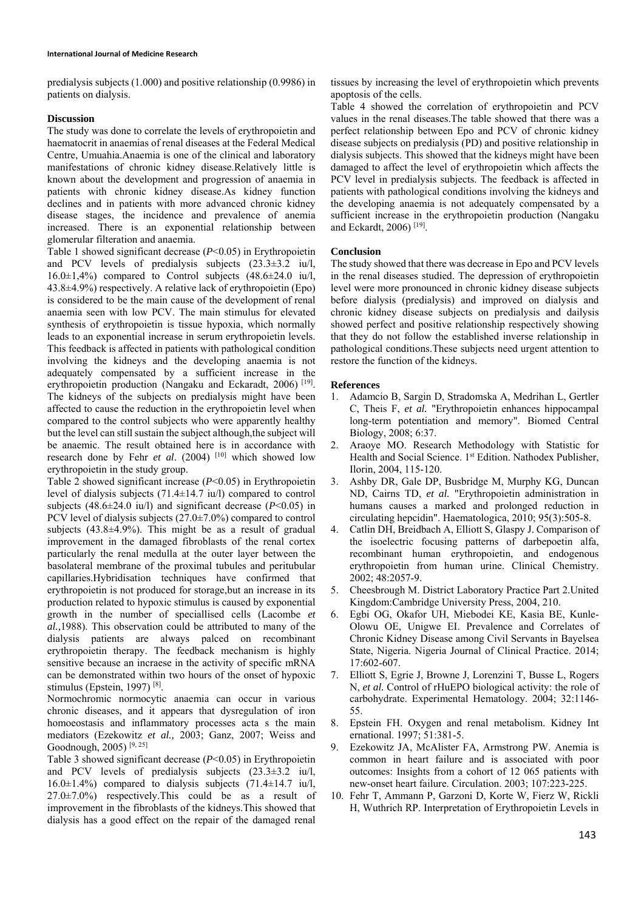predialysis subjects (1.000) and positive relationship (0.9986) in patients on dialysis.

## Discussion

The study was done to correlate the levels of erythropoietin and haematocrit in anaemias of renal diseases at the Federal Medical Centre, Umuahia.Anaemia is one of the clinical and laboratory manifestations of chronic kidney disease.Relatively little is known about the development and progression of anaemia in patients with chronic kidney disease.As kidney function declines and in patients with more advanced chronic kidney disease stages, the incidence and prevalence of anemia increased. There is an exponential relationship between glomerular filtration and anaemia.

Table 1 showed significant decrease ($P<0.05$) in Erythropoietin and PCV levels of predialysis subjects (23.3±3.2 iu/l, 16.0±1,4%) compared to Control subjects (48.6±24.0 iu/l, 43.8±4.9%) respectively. A relative lack of erythropoietin (Epo) is considered to be the main cause of the development of renal anaemia seen with low PCV. The main stimulus for elevated synthesis of erythropoietin is tissue hypoxia, which normally leads to an exponential increase in serum erythropoietin levels. This feedback is affected in patients with pathological condition involving the kidneys and the developing anaemia is not adequately compensated by a sufficient increase in the erythropoietin production (Nangaku and Eckaradt, 2006) [19]. The kidneys of the subjects on predialysis might have been affected to cause the reduction in the erythropoietin level when compared to the control subjects who were apparently healthy but the level can still sustain the subject although,the subject will be anaemic. The result obtained here is in accordance with research done by Fehr *et al*. (2004) [10] which showed low erythropoietin in the study group.

Table 2 showed significant increase ($P<0.05$) in Erythropoietin level of dialysis subjects (71.4±14.7 iu/l) compared to control subjects (48.6±24.0 iu/l) and significant decrease ($P<0.05$) in PCV level of dialysis subjects (27.0±7.0%) compared to control subjects (43.8±4.9%). This might be as a result of gradual improvement in the damaged fibroblasts of the renal cortex particularly the renal medulla at the outer layer between the basolateral membrane of the proximal tubules and peritubular capillaries.Hybridisation techniques have confirmed that erythropoietin is not produced for storage,but an increase in its production related to hypoxic stimulus is caused by exponential growth in the number of speciallised cells (Lacombe *et al.,*1988). This observation could be attributed to many of the dialysis patients are always palced on recombinant erythropoietin therapy. The feedback mechanism is highly sensitive because an incraese in the activity of specific mRNA can be demonstrated within two hours of the onset of hypoxic stimulus (Epstein, 1997) [8].

Normochromic normocytic anaemia can occur in various chronic diseases, and it appears that dysregulation of iron homoeostasis and inflammatory processes acta s the main mediators (Ezekowitz *et al.,* 2003; Ganz, 2007; Weiss and Goodnough, 2005) [9, 25]

Table 3 showed significant decrease ($P<0.05$) in Erythropoietin and PCV levels of predialysis subjects (23.3±3.2 iu/l, 16.0±1.4%) compared to dialysis subjects (71.4±14.7 iu/l, 27.0±7.0%) respectively.This could be as a result of improvement in the fibroblasts of the kidneys.This showed that dialysis has a good effect on the repair of the damaged renal tissues by increasing the level of erythropoietin which prevents apoptosis of the cells.

Table 4 showed the correlation of erythropoietin and PCV values in the renal diseases.The table showed that there was a perfect relationship between Epo and PCV of chronic kidney disease subjects on predialysis (PD) and positive relationship in dialysis subjects. This showed that the kidneys might have been damaged to affect the level of erythropoietin which affects the PCV level in predialysis subjects. The feedback is affected in patients with pathological conditions involving the kidneys and the developing anaemia is not adequately compensated by a sufficient increase in the erythropoietin production (Nangaku and Eckardt, 2006) [19].

## Conclusion

The study showed that there was decrease in Epo and PCV levels in the renal diseases studied. The depression of erythropoietin level were more pronounced in chronic kidney disease subjects before dialysis (predialysis) and improved on dialysis and chronic kidney disease subjects on predialysis and dailysis showed perfect and positive relationship respectively showing that they do not follow the established inverse relationship in pathological conditions.These subjects need urgent attention to restore the function of the kidneys.

## References

1. Adamcio B, Sargin D, Stradomska A, Medrihan L, Gertler C, Theis F, *et al.* "Erythropoietin enhances hippocampal long-term potentiation and memory". Biomed Central Biology, 2008; 6:37.
2. Araoye MO. Research Methodology with Statistic for Health and Social Science. 1st Edition. Nathodex Publisher, Ilorin, 2004, 115-120.
3. Ashby DR, Gale DP, Busbridge M, Murphy KG, Duncan ND, Cairns TD, *et al.* "Erythropoietin administration in humans causes a marked and prolonged reduction in circulating hepcidin". Haematologica, 2010; 95(3):505-8.
4. Catlin DH, Breidbach A, Elliott S, Glaspy J. Comparison of the isoelectric focusing patterns of darbepoetin alfa, recombinant human erythropoietin, and endogenous erythropoietin from human urine. Clinical Chemistry. 2002; 48:2057-9.
5. Cheesbrough M. District Laboratory Practice Part 2.United Kingdom:Cambridge University Press, 2004, 210.
6. Egbi OG, Okafor UH, Miebodei KE, Kasia BE, Kunle-Olowu OE, Unigwe EI. Prevalence and Correlates of Chronic Kidney Disease among Civil Servants in Bayelsea State, Nigeria. Nigeria Journal of Clinical Practice. 2014; 17:602-607.
7. Elliott S, Egrie J, Browne J, Lorenzini T, Busse L, Rogers N, *et al.* Control of rHuEPO biological activity: the role of carbohydrate. Experimental Hematology. 2004; 32:1146-55.
8. Epstein FH. Oxygen and renal metabolism. Kidney Int ernational. 1997; 51:381-5.
9. Ezekowitz JA, McAlister FA, Armstrong PW. Anemia is common in heart failure and is associated with poor outcomes: Insights from a cohort of 12 065 patients with new-onset heart failure. Circulation. 2003; 107:223-225.
10. Fehr T, Ammann P, Garzoni D, Korte W, Fierz W, Rickli H, Wuthrich RP. Interpretation of Erythropoietin Levels in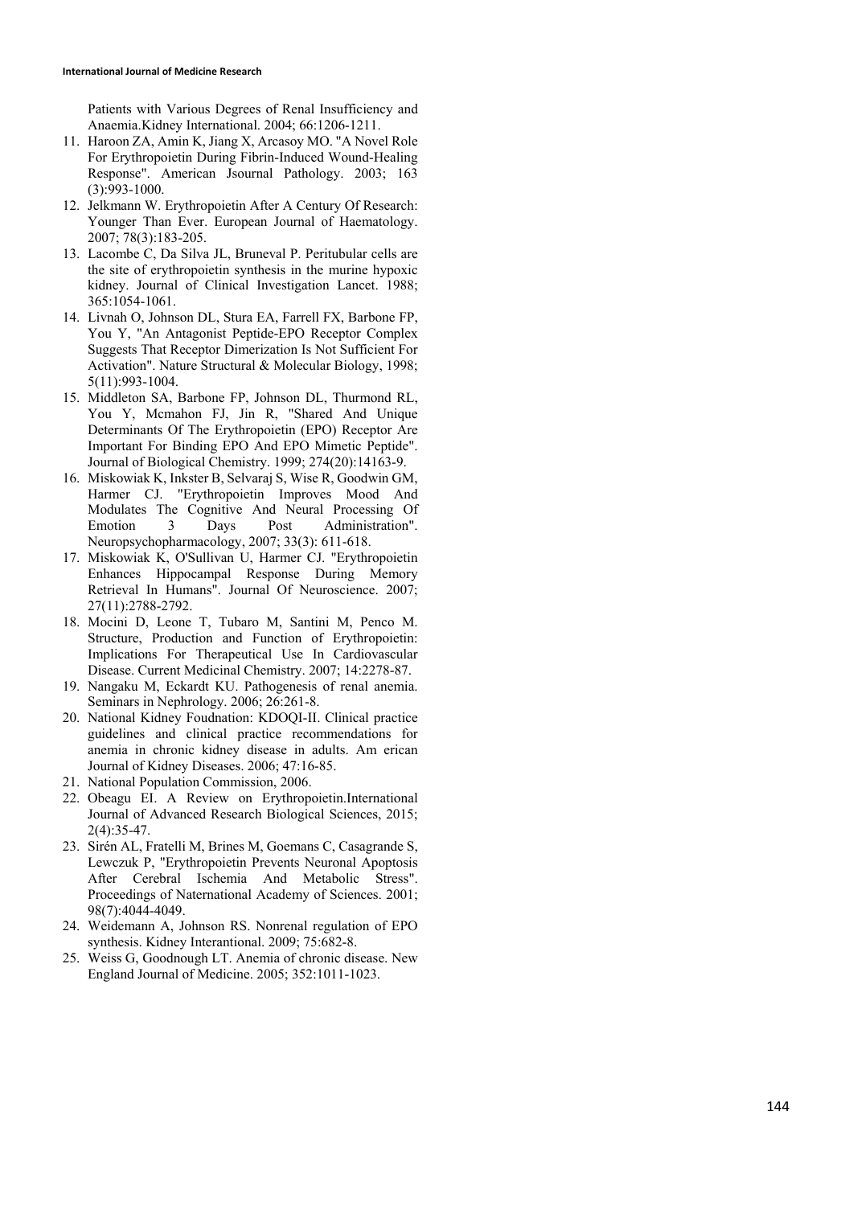Patients with Various Degrees of Renal Insufficiency and Anaemia.Kidney International. 2004; 66:1206-1211.

11. Haroon ZA, Amin K, Jiang X, Arcasoy MO. "A Novel Role For Erythropoietin During Fibrin-Induced Wound-Healing Response". American Jsournal Pathology. 2003; 163 (3):993-1000.
12. Jelkmann W. Erythropoietin After A Century Of Research: Younger Than Ever. European Journal of Haematology. 2007; 78(3):183-205.
13. Lacombe C, Da Silva JL, Bruneval P. Peritubular cells are the site of erythropoietin synthesis in the murine hypoxic kidney. Journal of Clinical Investigation Lancet. 1988; 365:1054-1061.
14. Livnah O, Johnson DL, Stura EA, Farrell FX, Barbone FP, You Y, "An Antagonist Peptide-EPO Receptor Complex Suggests That Receptor Dimerization Is Not Sufficient For Activation". Nature Structural & Molecular Biology, 1998; 5(11):993-1004.
15. Middleton SA, Barbone FP, Johnson DL, Thurmond RL, You Y, Mcmahon FJ, Jin R, "Shared And Unique Determinants Of The Erythropoietin (EPO) Receptor Are Important For Binding EPO And EPO Mimetic Peptide". Journal of Biological Chemistry. 1999; 274(20):14163-9.
16. Miskowiak K, Inkster B, Selvaraj S, Wise R, Goodwin GM, Harmer CJ. "Erythropoietin Improves Mood And Modulates The Cognitive And Neural Processing Of Emotion 3 Days Post Administration". Neuropsychopharmacology, 2007; 33(3): 611-618.
17. Miskowiak K, O'Sullivan U, Harmer CJ. "Erythropoietin Enhances Hippocampal Response During Memory Retrieval In Humans". Journal Of Neuroscience. 2007; 27(11):2788-2792.
18. Mocini D, Leone T, Tubaro M, Santini M, Penco M. Structure, Production and Function of Erythropoietin: Implications For Therapeutical Use In Cardiovascular Disease. Current Medicinal Chemistry. 2007; 14:2278-87.
19. Nangaku M, Eckardt KU. Pathogenesis of renal anemia. Seminars in Nephrology. 2006; 26:261-8.
20. National Kidney Foudnation: KDOQI-II. Clinical practice guidelines and clinical practice recommendations for anemia in chronic kidney disease in adults. Am erican Journal of Kidney Diseases. 2006; 47:16-85.
21. National Population Commission, 2006.
22. Obeagu EI. A Review on Erythropoietin.International Journal of Advanced Research Biological Sciences, 2015; 2(4):35-47.
23. Sirén AL, Fratelli M, Brines M, Goemans C, Casagrande S, Lewczuk P, "Erythropoietin Prevents Neuronal Apoptosis After Cerebral Ischemia And Metabolic Stress". Proceedings of Naternational Academy of Sciences. 2001; 98(7):4044-4049.
24. Weidemann A, Johnson RS. Nonrenal regulation of EPO synthesis. Kidney Interantional. 2009; 75:682-8.
25. Weiss G, Goodnough LT. Anemia of chronic disease. New England Journal of Medicine. 2005; 352:1011-1023.